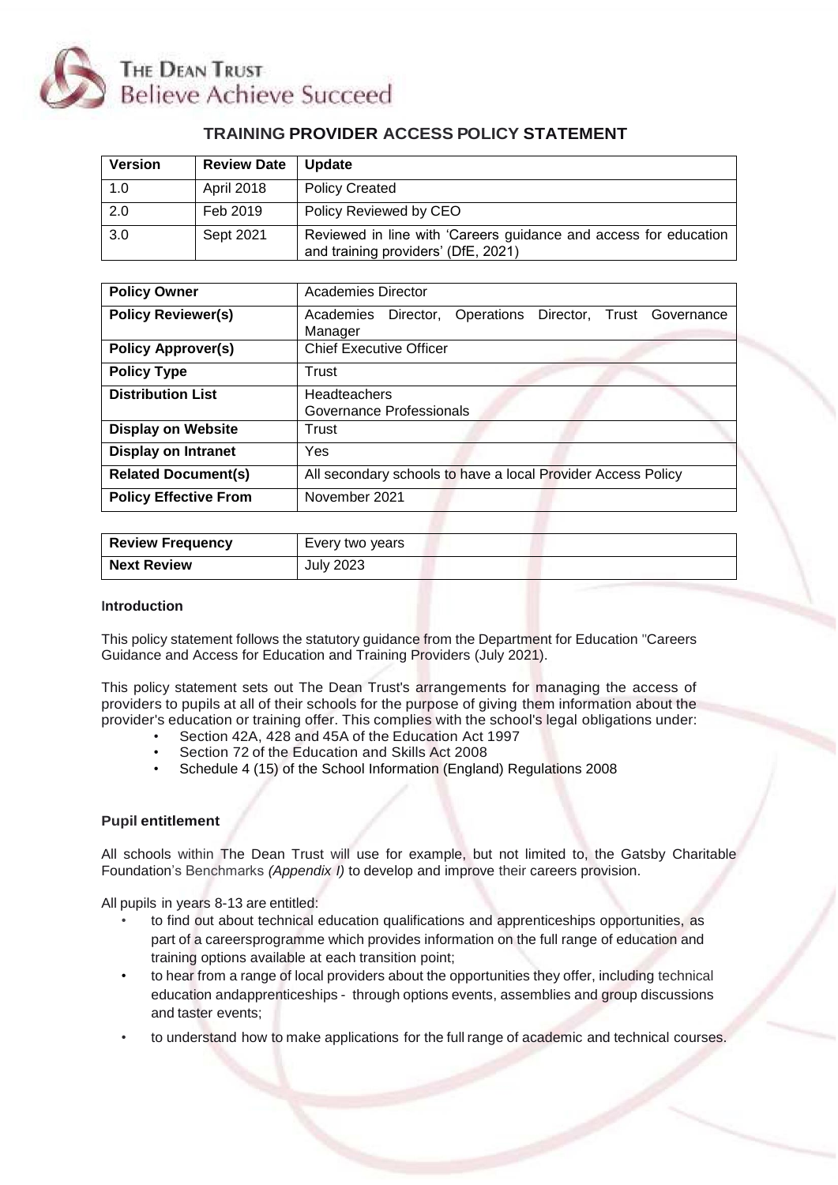THE DEAN TRUST
Believe Achieve Succeed

# TRAINING PROVIDER ACCESS POLICY STATEMENT

| Version | Review Date | Update |
|---|---|---|
| 1.0 | April 2018 | Policy Created |
| 2.0 | Feb 2019 | Policy Reviewed by CEO |
| 3.0 | Sept 2021 | Reviewed in line with 'Careers guidance and access for education and training providers' (DfE, 2021) |

| | |
|---|---|
| **Policy Owner** | Academies Director |
| **Policy Reviewer(s)** | Academies Director, Operations Director, Trust Governance Manager |
| **Policy Approver(s)** | Chief Executive Officer |
| **Policy Type** | Trust |
| **Distribution List** | Headteachers<br>Governance Professionals |
| **Display on Website** | Trust |
| **Display on Intranet** | Yes |
| **Related Document(s)** | All secondary schools to have a local Provider Access Policy |
| **Policy Effective From** | November 2021 |

| | |
|---|---|
| **Review Frequency** | Every two years |
| **Next Review** | July 2023 |

### Introduction

This policy statement follows the statutory guidance from the Department for Education "Careers Guidance and Access for Education and Training Providers (July 2021).

This policy statement sets out The Dean Trust's arrangements for managing the access of providers to pupils at all of their schools for the purpose of giving them information about the provider's education or training offer. This complies with the school's legal obligations under:

- Section 42A, 428 and 45A of the Education Act 1997
- Section 72 of the Education and Skills Act 2008
- Schedule 4 (15) of the School Information (England) Regulations 2008

### Pupil entitlement

All schools within The Dean Trust will use for example, but not limited to, the Gatsby Charitable Foundation's Benchmarks *(Appendix I)* to develop and improve their careers provision.

All pupils in years 8-13 are entitled:

- to find out about technical education qualifications and apprenticeships opportunities, as part of a careersprogramme which provides information on the full range of education and training options available at each transition point;
- to hear from a range of local providers about the opportunities they offer, including technical education andapprenticeships - through options events, assemblies and group discussions and taster events;
- to understand how to make applications for the full range of academic and technical courses.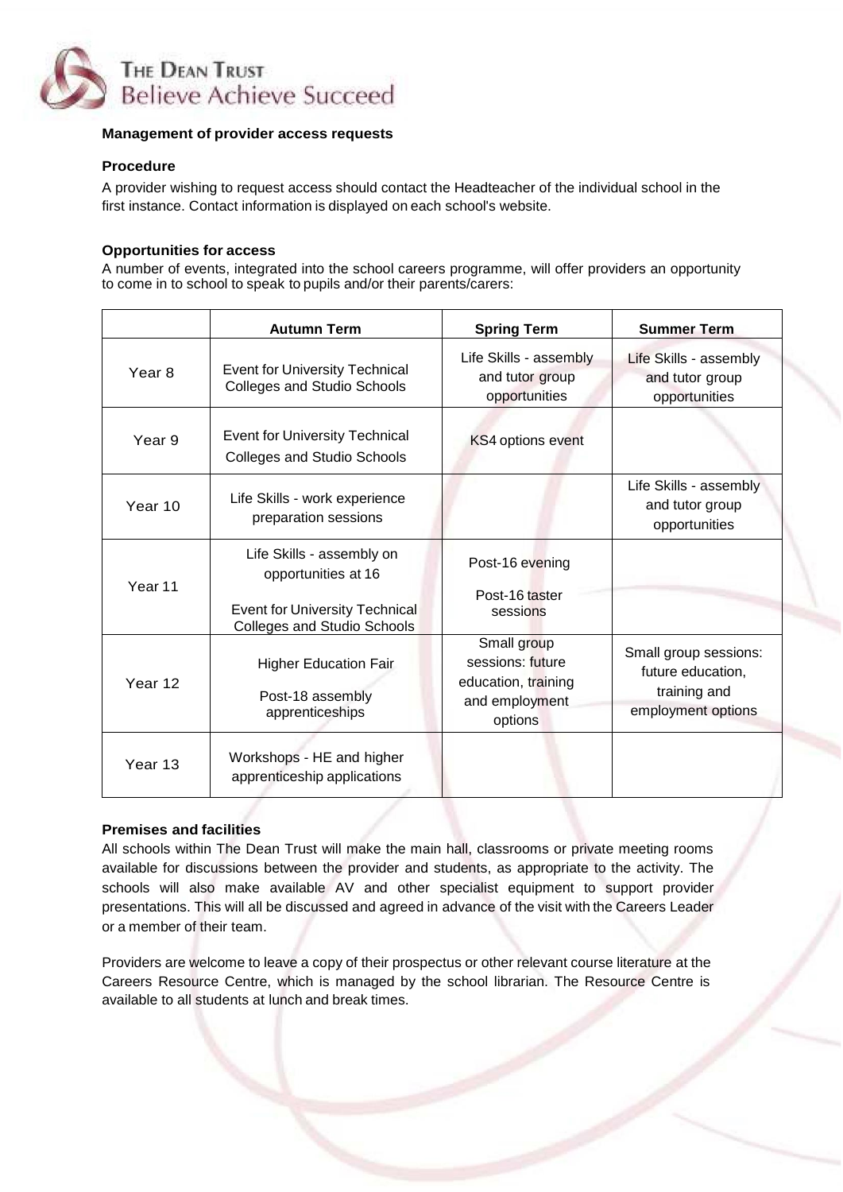## Management of provider access requests

### Procedure

A provider wishing to request access should contact the Headteacher of the individual school in the first instance. Contact information is displayed on each school's website.

### Opportunities for access

A number of events, integrated into the school careers programme, will offer providers an opportunity to come in to school to speak to pupils and/or their parents/carers:

| | Autumn Term | Spring Term | Summer Term |
|---|---|---|---|
| Year 8 | Event for University Technical Colleges and Studio Schools | Life Skills - assembly and tutor group opportunities | Life Skills - assembly and tutor group opportunities |
| Year 9 | Event for University Technical Colleges and Studio Schools | KS4 options event | |
| Year 10 | Life Skills - work experience preparation sessions | | Life Skills - assembly and tutor group opportunities |
| Year 11 | Life Skills - assembly on opportunities at 16<br><br>Event for University Technical Colleges and Studio Schools | Post-16 evening<br><br>Post-16 taster sessions | |
| Year 12 | Higher Education Fair<br><br>Post-18 assembly apprenticeships | Small group sessions: future education, training and employment options | Small group sessions: future education, training and employment options |
| Year 13 | Workshops - HE and higher apprenticeship applications | | |

### Premises and facilities

All schools within The Dean Trust will make the main hall, classrooms or private meeting rooms available for discussions between the provider and students, as appropriate to the activity. The schools will also make available AV and other specialist equipment to support provider presentations. This will all be discussed and agreed in advance of the visit with the Careers Leader or a member of their team.

Providers are welcome to leave a copy of their prospectus or other relevant course literature at the Careers Resource Centre, which is managed by the school librarian. The Resource Centre is available to all students at lunch and break times.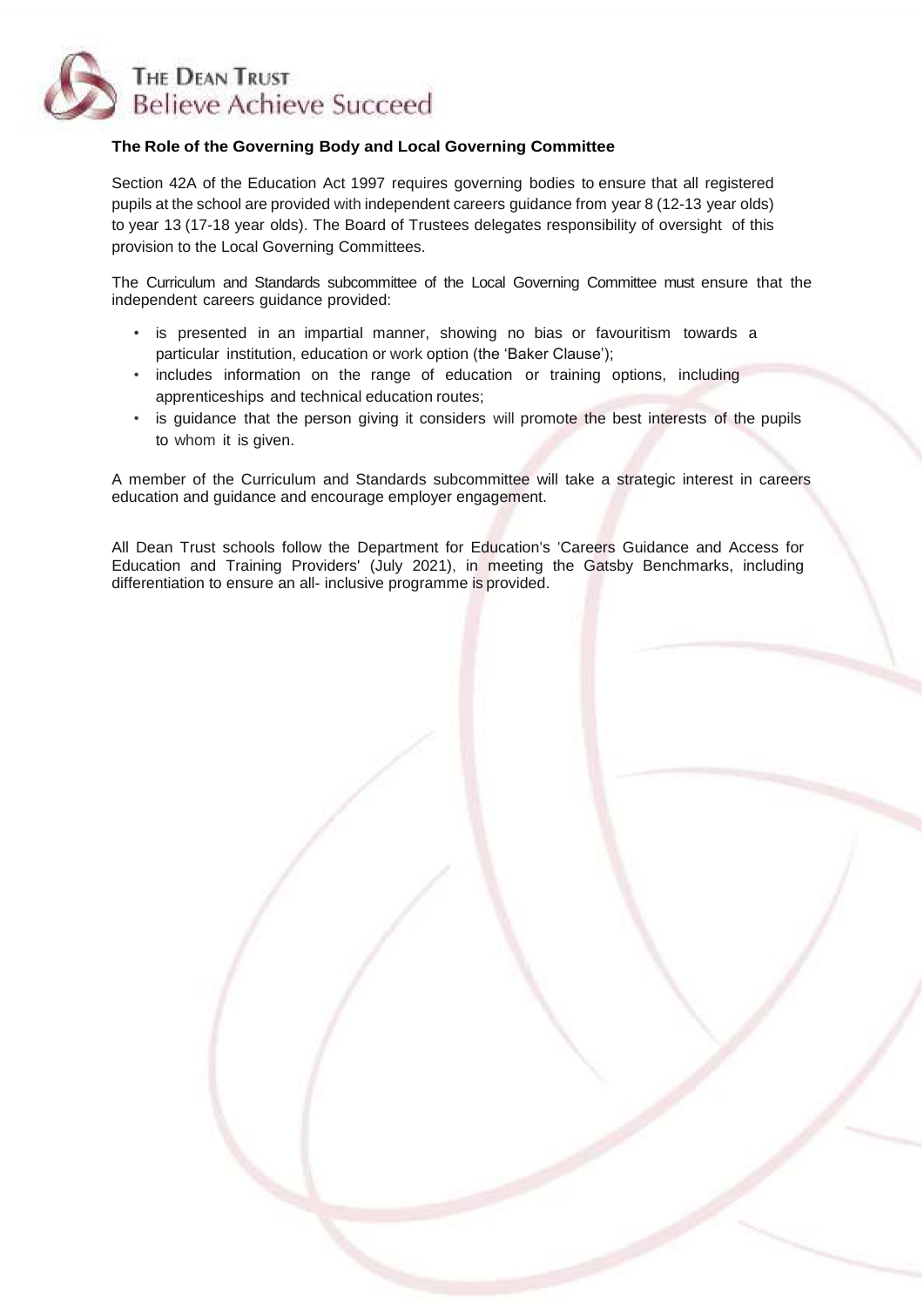### The Role of the Governing Body and Local Governing Committee

Section 42A of the Education Act 1997 requires governing bodies to ensure that all registered pupils at the school are provided with independent careers guidance from year 8 (12-13 year olds) to year 13 (17-18 year olds). The Board of Trustees delegates responsibility of oversight of this provision to the Local Governing Committees.

The Curriculum and Standards subcommittee of the Local Governing Committee must ensure that the independent careers guidance provided:

- is presented in an impartial manner, showing no bias or favouritism towards a particular institution, education or work option (the 'Baker Clause');
- includes information on the range of education or training options, including apprenticeships and technical education routes;
- is guidance that the person giving it considers will promote the best interests of the pupils to whom it is given.

A member of the Curriculum and Standards subcommittee will take a strategic interest in careers education and guidance and encourage employer engagement.

All Dean Trust schools follow the Department for Education's 'Careers Guidance and Access for Education and Training Providers' (July 2021), in meeting the Gatsby Benchmarks, including differentiation to ensure an all- inclusive programme is provided.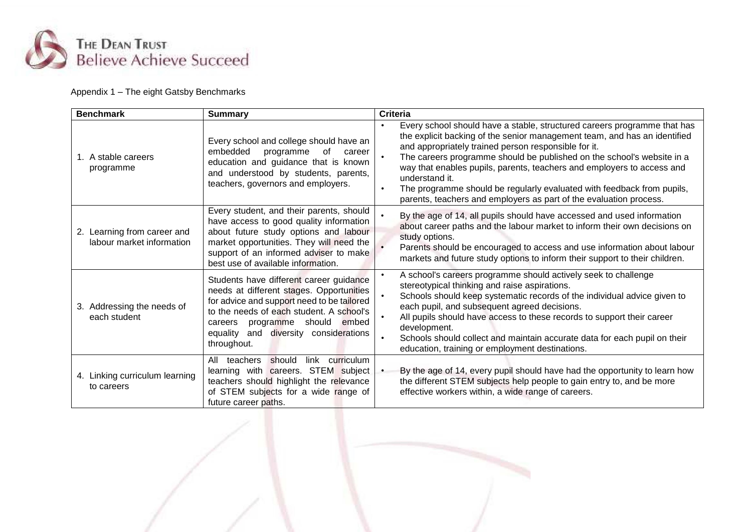Appendix 1 – The eight Gatsby Benchmarks

| Benchmark | Summary | Criteria |
|---|---|---|
| 1. A stable careers programme | Every school and college should have an embedded programme of career education and guidance that is known and understood by students, parents, teachers, governors and employers. | • Every school should have a stable, structured careers programme that has the explicit backing of the senior management team, and has an identified and appropriately trained person responsible for it.<br>• The careers programme should be published on the school's website in a way that enables pupils, parents, teachers and employers to access and understand it.<br>• The programme should be regularly evaluated with feedback from pupils, parents, teachers and employers as part of the evaluation process. |
| 2. Learning from career and labour market information | Every student, and their parents, should have access to good quality information about future study options and labour market opportunities. They will need the support of an informed adviser to make best use of available information. | • By the age of 14, all pupils should have accessed and used information about career paths and the labour market to inform their own decisions on study options.<br>• Parents should be encouraged to access and use information about labour markets and future study options to inform their support to their children. |
| 3. Addressing the needs of each student | Students have different career guidance needs at different stages. Opportunities for advice and support need to be tailored to the needs of each student. A school's careers programme should embed equality and diversity considerations throughout. | • A school's careers programme should actively seek to challenge stereotypical thinking and raise aspirations.<br>• Schools should keep systematic records of the individual advice given to each pupil, and subsequent agreed decisions.<br>• All pupils should have access to these records to support their career development.<br>• Schools should collect and maintain accurate data for each pupil on their education, training or employment destinations. |
| 4. Linking curriculum learning to careers | All teachers should link curriculum learning with careers. STEM subject teachers should highlight the relevance of STEM subjects for a wide range of future career paths. | • By the age of 14, every pupil should have had the opportunity to learn how the different STEM subjects help people to gain entry to, and be more effective workers within, a wide range of careers. |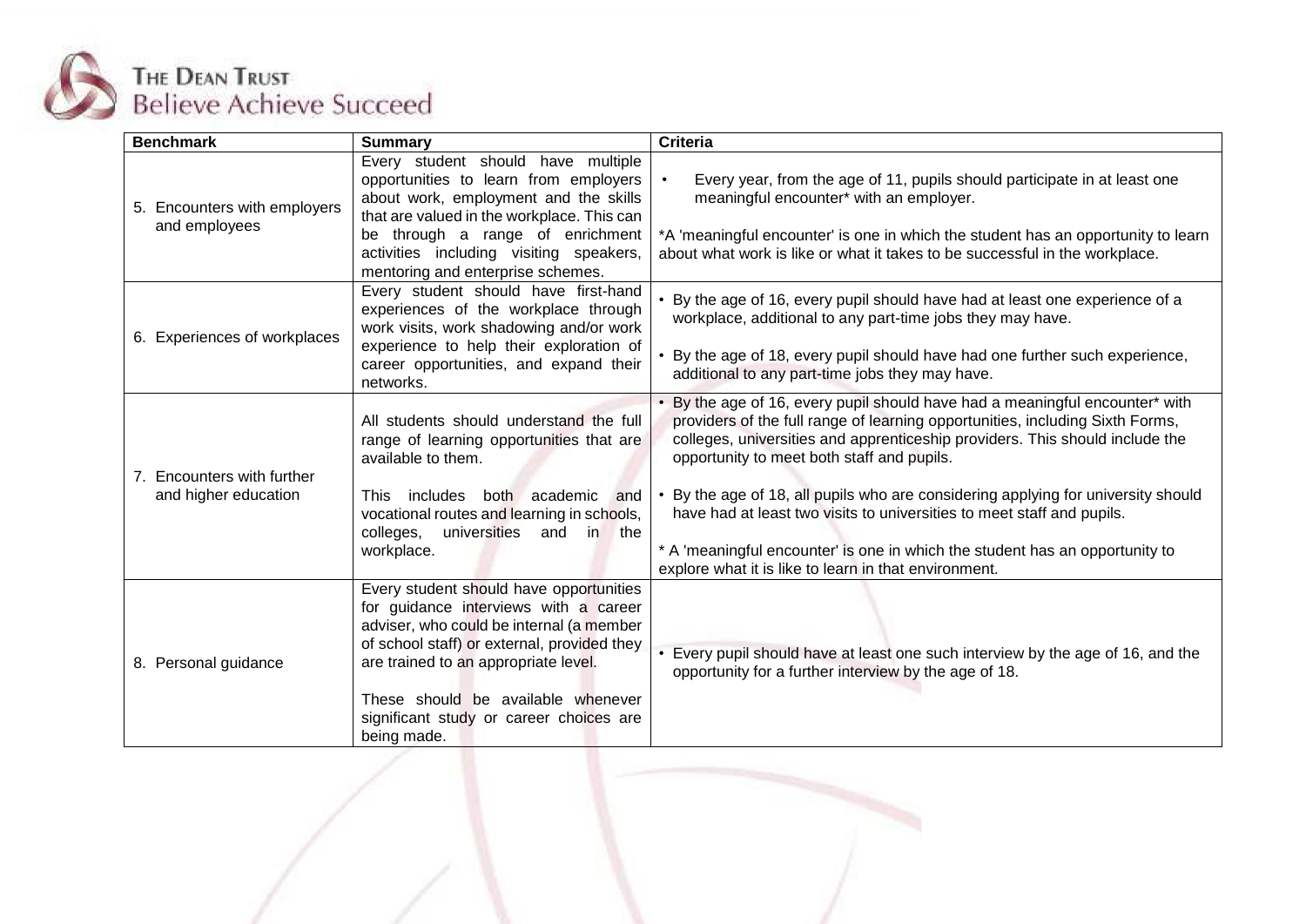| Benchmark | Summary | Criteria |
|---|---|---|
| 5. Encounters with employers and employees | Every student should have multiple opportunities to learn from employers about work, employment and the skills that are valued in the workplace. This can be through a range of enrichment activities including visiting speakers, mentoring and enterprise schemes. | • Every year, from the age of 11, pupils should participate in at least one meaningful encounter* with an employer.<br><br>*A 'meaningful encounter' is one in which the student has an opportunity to learn about what work is like or what it takes to be successful in the workplace. |
| 6. Experiences of workplaces | Every student should have first-hand experiences of the workplace through work visits, work shadowing and/or work experience to help their exploration of career opportunities, and expand their networks. | • By the age of 16, every pupil should have had at least one experience of a workplace, additional to any part-time jobs they may have.<br><br>• By the age of 18, every pupil should have had one further such experience, additional to any part-time jobs they may have. |
| 7. Encounters with further and higher education | All students should understand the full range of learning opportunities that are available to them.<br><br>This includes both academic and vocational routes and learning in schools, colleges, universities and in the workplace. | • By the age of 16, every pupil should have had a meaningful encounter* with providers of the full range of learning opportunities, including Sixth Forms, colleges, universities and apprenticeship providers. This should include the opportunity to meet both staff and pupils.<br><br>• By the age of 18, all pupils who are considering applying for university should have had at least two visits to universities to meet staff and pupils.<br><br>* A 'meaningful encounter' is one in which the student has an opportunity to explore what it is like to learn in that environment. |
| 8. Personal guidance | Every student should have opportunities for guidance interviews with a career adviser, who could be internal (a member of school staff) or external, provided they are trained to an appropriate level.<br><br>These should be available whenever significant study or career choices are being made. | • Every pupil should have at least one such interview by the age of 16, and the opportunity for a further interview by the age of 18. |